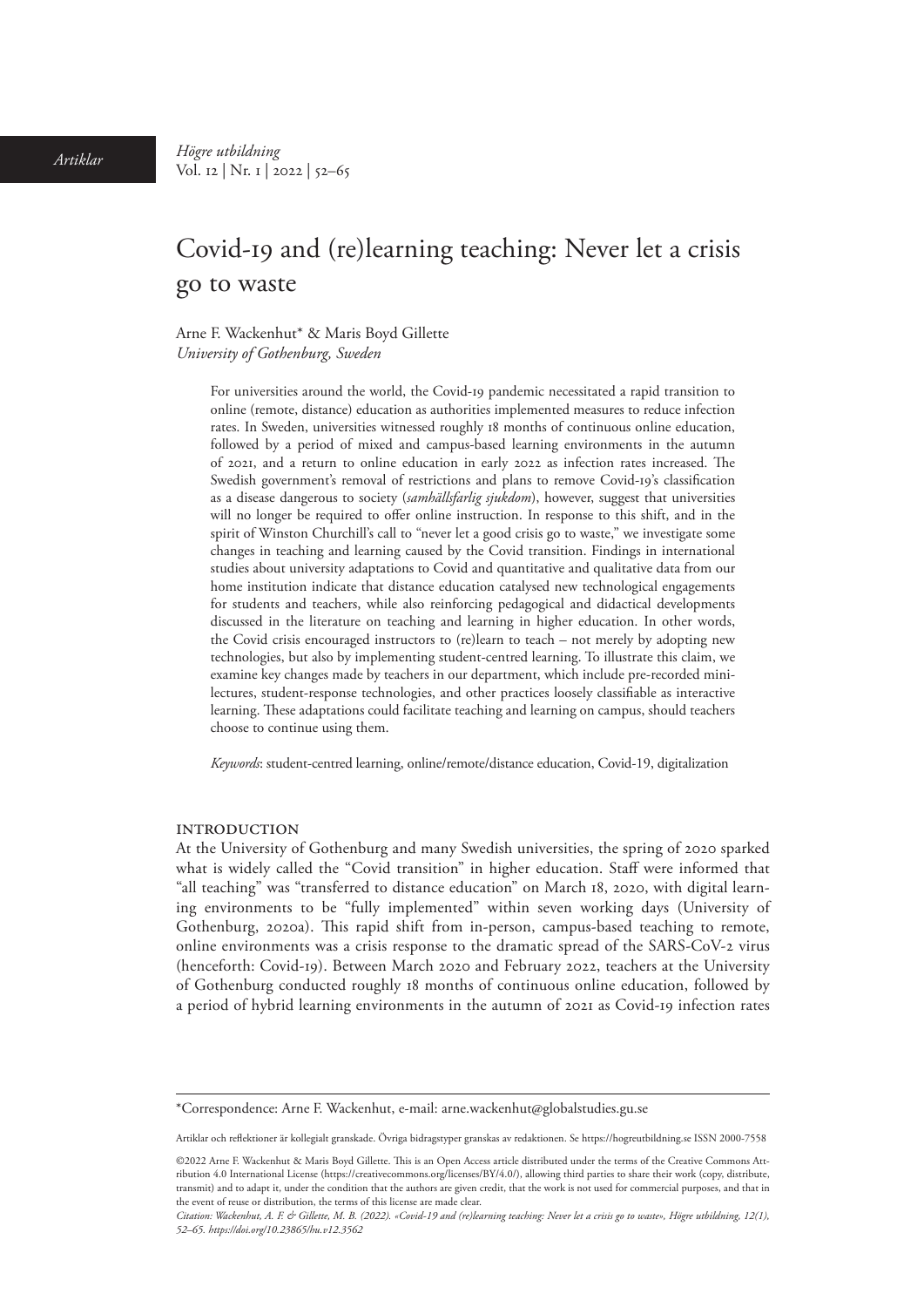# Covid-19 and (re)learning teaching: Never let a crisis go to waste

Arne F. Wackenhut* & Maris Boyd Gillette

*University of Gothenburg, Sweden*

For universities around the world, the Covid-19 pandemic necessitated a rapid transition to online (remote, distance) education as authorities implemented measures to reduce infection rates. In Sweden, universities witnessed roughly 18 months of continuous online education, followed by a period of mixed and campus-based learning environments in the autumn of 2021, and a return to online education in early 2022 as infection rates increased. The Swedish government's removal of restrictions and plans to remove Covid-19's classification as a disease dangerous to society (*samhällsfarlig sjukdom*), however, suggest that universities will no longer be required to offer online instruction. In response to this shift, and in the spirit of Winston Churchill's call to "never let a good crisis go to waste," we investigate some changes in teaching and learning caused by the Covid transition. Findings in international studies about university adaptations to Covid and quantitative and qualitative data from our home institution indicate that distance education catalysed new technological engagements for students and teachers, while also reinforcing pedagogical and didactical developments discussed in the literature on teaching and learning in higher education. In other words, the Covid crisis encouraged instructors to (re)learn to teach – not merely by adopting new technologies, but also by implementing student-centred learning. To illustrate this claim, we examine key changes made by teachers in our department, which include pre-recorded mini-lectures, student-response technologies, and other practices loosely classifiable as interactive learning. These adaptations could facilitate teaching and learning on campus, should teachers choose to continue using them.

*Keywords*: student-centred learning, online/remote/distance education, Covid-19, digitalization

## INTRODUCTION

At the University of Gothenburg and many Swedish universities, the spring of 2020 sparked what is widely called the "Covid transition" in higher education. Staff were informed that "all teaching" was "transferred to distance education" on March 18, 2020, with digital learning environments to be "fully implemented" within seven working days (University of Gothenburg, 2020a). This rapid shift from in-person, campus-based teaching to remote, online environments was a crisis response to the dramatic spread of the SARS-CoV-2 virus (henceforth: Covid-19). Between March 2020 and February 2022, teachers at the University of Gothenburg conducted roughly 18 months of continuous online education, followed by a period of hybrid learning environments in the autumn of 2021 as Covid-19 infection rates

---

*Correspondence: Arne F. Wackenhut, e-mail: arne.wackenhut@globalstudies.gu.se

Artiklar och reflektioner är kollegialt granskade. Övriga bidragstyper granskas av redaktionen. Se https://hogreutbildning.se ISSN 2000-7558

©2022 Arne F. Wackenhut & Maris Boyd Gillette. This is an Open Access article distributed under the terms of the Creative Commons Attribution 4.0 International License (https://creativecommons.org/licenses/BY/4.0/), allowing third parties to share their work (copy, distribute, transmit) and to adapt it, under the condition that the authors are given credit, that the work is not used for commercial purposes, and that in the event of reuse or distribution, the terms of this license are made clear.

*Citation: Wackenhut, A. F. & Gillette, M. B. (2022). «Covid-19 and (re)learning teaching: Never let a crisis go to waste», Högre utbildning, 12(1), 52–65. https://doi.org/10.23865/hu.v12.3562*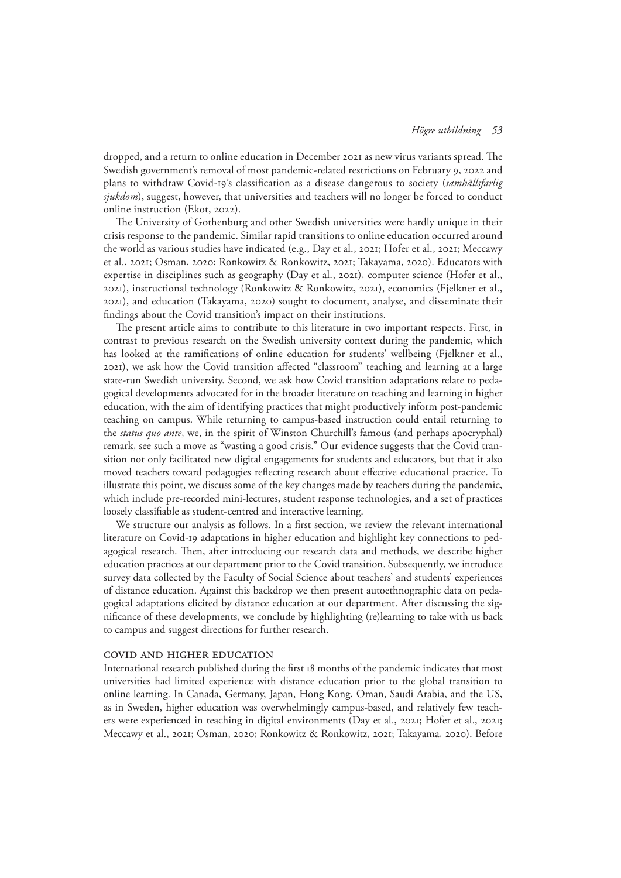dropped, and a return to online education in December 2021 as new virus variants spread. The Swedish government's removal of most pandemic-related restrictions on February 9, 2022 and plans to withdraw Covid-19's classification as a disease dangerous to society (*samhällsfarlig sjukdom*), suggest, however, that universities and teachers will no longer be forced to conduct online instruction (Ekot, 2022).

The University of Gothenburg and other Swedish universities were hardly unique in their crisis response to the pandemic. Similar rapid transitions to online education occurred around the world as various studies have indicated (e.g., Day et al., 2021; Hofer et al., 2021; Meccawy et al., 2021; Osman, 2020; Ronkowitz & Ronkowitz, 2021; Takayama, 2020). Educators with expertise in disciplines such as geography (Day et al., 2021), computer science (Hofer et al., 2021), instructional technology (Ronkowitz & Ronkowitz, 2021), economics (Fjelkner et al., 2021), and education (Takayama, 2020) sought to document, analyse, and disseminate their findings about the Covid transition's impact on their institutions.

The present article aims to contribute to this literature in two important respects. First, in contrast to previous research on the Swedish university context during the pandemic, which has looked at the ramifications of online education for students' wellbeing (Fjelkner et al., 2021), we ask how the Covid transition affected "classroom" teaching and learning at a large state-run Swedish university. Second, we ask how Covid transition adaptations relate to pedagogical developments advocated for in the broader literature on teaching and learning in higher education, with the aim of identifying practices that might productively inform post-pandemic teaching on campus. While returning to campus-based instruction could entail returning to the *status quo ante*, we, in the spirit of Winston Churchill's famous (and perhaps apocryphal) remark, see such a move as "wasting a good crisis." Our evidence suggests that the Covid transition not only facilitated new digital engagements for students and educators, but that it also moved teachers toward pedagogies reflecting research about effective educational practice. To illustrate this point, we discuss some of the key changes made by teachers during the pandemic, which include pre-recorded mini-lectures, student response technologies, and a set of practices loosely classifiable as student-centred and interactive learning.

We structure our analysis as follows. In a first section, we review the relevant international literature on Covid-19 adaptations in higher education and highlight key connections to pedagogical research. Then, after introducing our research data and methods, we describe higher education practices at our department prior to the Covid transition. Subsequently, we introduce survey data collected by the Faculty of Social Science about teachers' and students' experiences of distance education. Against this backdrop we then present autoethnographic data on pedagogical adaptations elicited by distance education at our department. After discussing the significance of these developments, we conclude by highlighting (re)learning to take with us back to campus and suggest directions for further research.

## Covid and higher education

International research published during the first 18 months of the pandemic indicates that most universities had limited experience with distance education prior to the global transition to online learning. In Canada, Germany, Japan, Hong Kong, Oman, Saudi Arabia, and the US, as in Sweden, higher education was overwhelmingly campus-based, and relatively few teachers were experienced in teaching in digital environments (Day et al., 2021; Hofer et al., 2021; Meccawy et al., 2021; Osman, 2020; Ronkowitz & Ronkowitz, 2021; Takayama, 2020). Before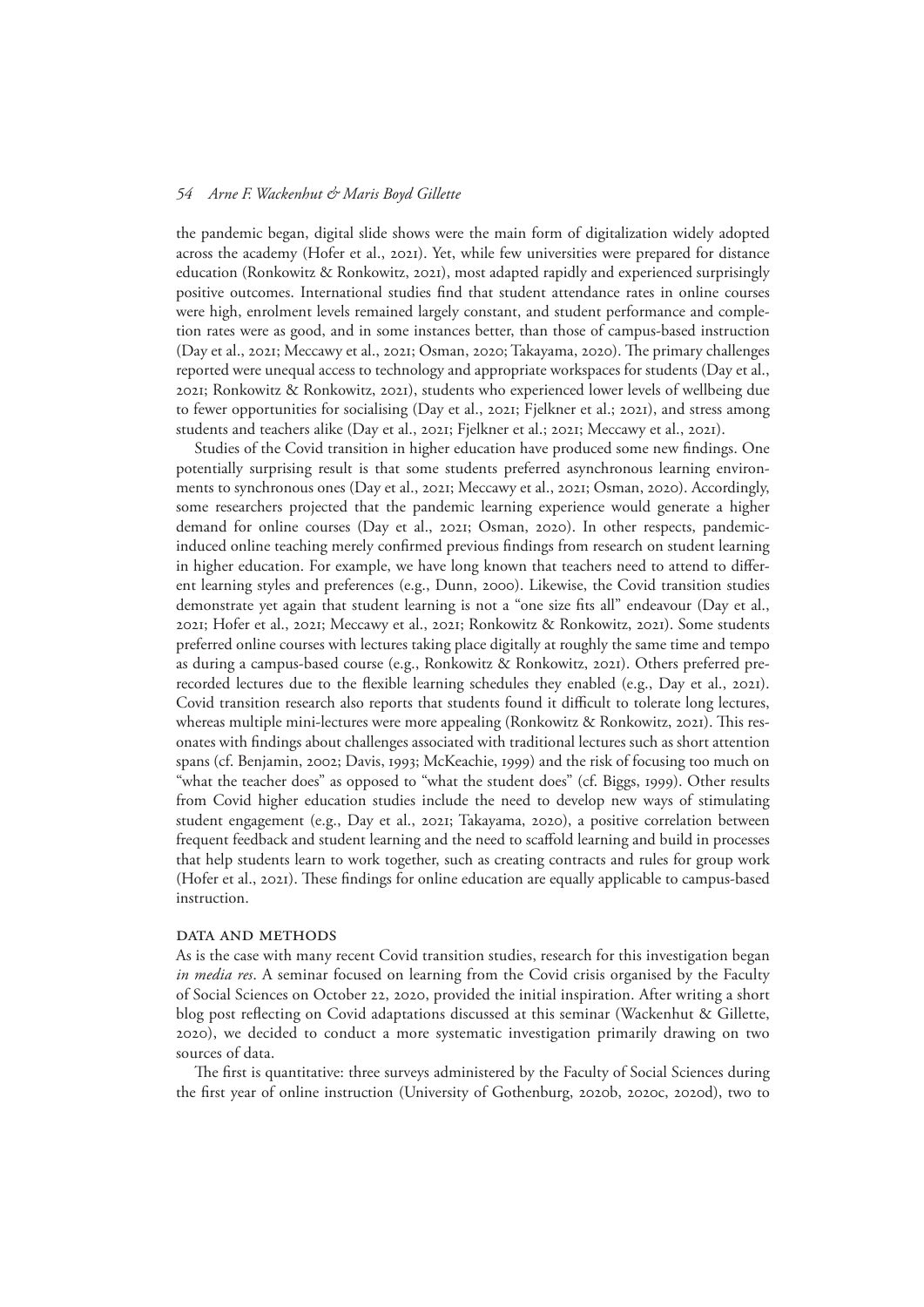the pandemic began, digital slide shows were the main form of digitalization widely adopted across the academy (Hofer et al., 2021). Yet, while few universities were prepared for distance education (Ronkowitz & Ronkowitz, 2021), most adapted rapidly and experienced surprisingly positive outcomes. International studies find that student attendance rates in online courses were high, enrolment levels remained largely constant, and student performance and completion rates were as good, and in some instances better, than those of campus-based instruction (Day et al., 2021; Meccawy et al., 2021; Osman, 2020; Takayama, 2020). The primary challenges reported were unequal access to technology and appropriate workspaces for students (Day et al., 2021; Ronkowitz & Ronkowitz, 2021), students who experienced lower levels of wellbeing due to fewer opportunities for socialising (Day et al., 2021; Fjelkner et al.; 2021), and stress among students and teachers alike (Day et al., 2021; Fjelkner et al.; 2021; Meccawy et al., 2021).

Studies of the Covid transition in higher education have produced some new findings. One potentially surprising result is that some students preferred asynchronous learning environments to synchronous ones (Day et al., 2021; Meccawy et al., 2021; Osman, 2020). Accordingly, some researchers projected that the pandemic learning experience would generate a higher demand for online courses (Day et al., 2021; Osman, 2020). In other respects, pandemic-induced online teaching merely confirmed previous findings from research on student learning in higher education. For example, we have long known that teachers need to attend to different learning styles and preferences (e.g., Dunn, 2000). Likewise, the Covid transition studies demonstrate yet again that student learning is not a "one size fits all" endeavour (Day et al., 2021; Hofer et al., 2021; Meccawy et al., 2021; Ronkowitz & Ronkowitz, 2021). Some students preferred online courses with lectures taking place digitally at roughly the same time and tempo as during a campus-based course (e.g., Ronkowitz & Ronkowitz, 2021). Others preferred pre-recorded lectures due to the flexible learning schedules they enabled (e.g., Day et al., 2021). Covid transition research also reports that students found it difficult to tolerate long lectures, whereas multiple mini-lectures were more appealing (Ronkowitz & Ronkowitz, 2021). This resonates with findings about challenges associated with traditional lectures such as short attention spans (cf. Benjamin, 2002; Davis, 1993; McKeachie, 1999) and the risk of focusing too much on "what the teacher does" as opposed to "what the student does" (cf. Biggs, 1999). Other results from Covid higher education studies include the need to develop new ways of stimulating student engagement (e.g., Day et al., 2021; Takayama, 2020), a positive correlation between frequent feedback and student learning and the need to scaffold learning and build in processes that help students learn to work together, such as creating contracts and rules for group work (Hofer et al., 2021). These findings for online education are equally applicable to campus-based instruction.

## Data and Methods

As is the case with many recent Covid transition studies, research for this investigation began *in media res*. A seminar focused on learning from the Covid crisis organised by the Faculty of Social Sciences on October 22, 2020, provided the initial inspiration. After writing a short blog post reflecting on Covid adaptations discussed at this seminar (Wackenhut & Gillette, 2020), we decided to conduct a more systematic investigation primarily drawing on two sources of data.

The first is quantitative: three surveys administered by the Faculty of Social Sciences during the first year of online instruction (University of Gothenburg, 2020b, 2020c, 2020d), two to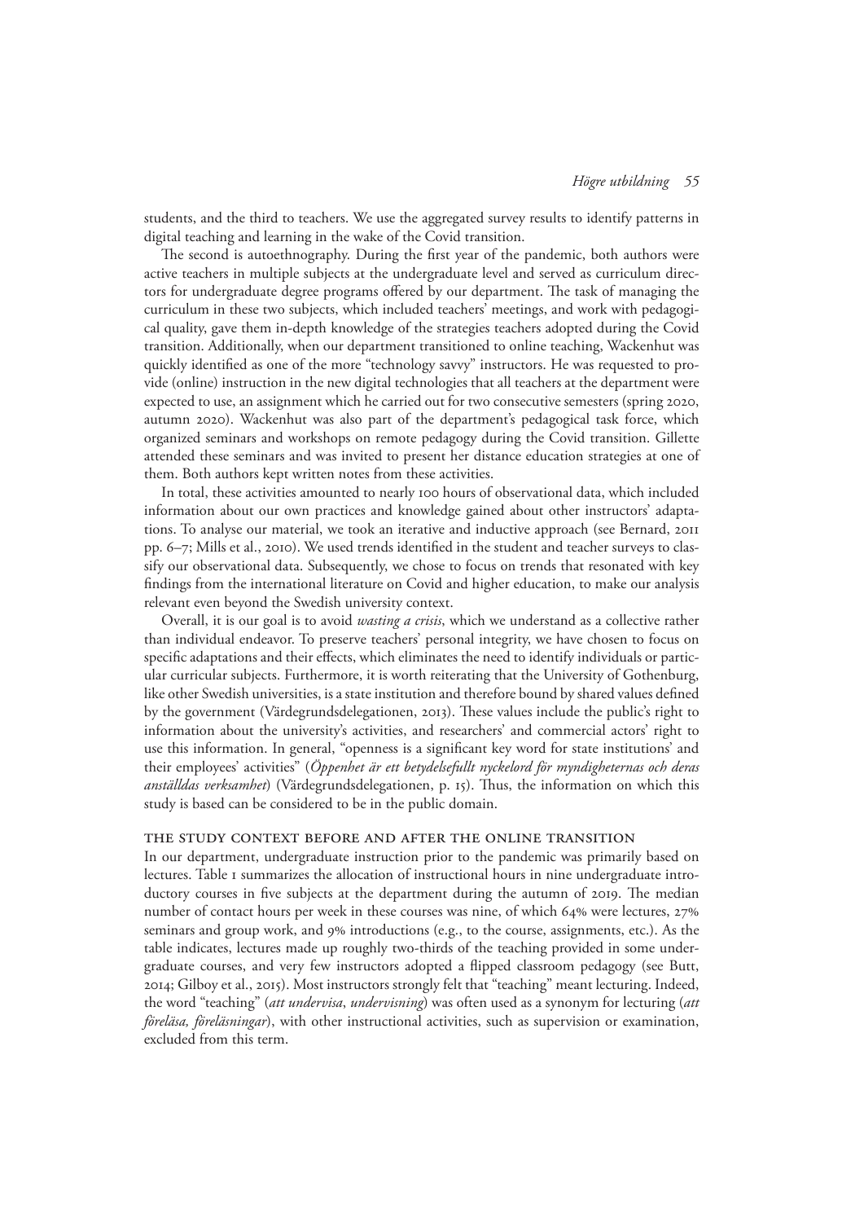students, and the third to teachers. We use the aggregated survey results to identify patterns in digital teaching and learning in the wake of the Covid transition.

The second is autoethnography. During the first year of the pandemic, both authors were active teachers in multiple subjects at the undergraduate level and served as curriculum directors for undergraduate degree programs offered by our department. The task of managing the curriculum in these two subjects, which included teachers' meetings, and work with pedagogical quality, gave them in-depth knowledge of the strategies teachers adopted during the Covid transition. Additionally, when our department transitioned to online teaching, Wackenhut was quickly identified as one of the more "technology savvy" instructors. He was requested to provide (online) instruction in the new digital technologies that all teachers at the department were expected to use, an assignment which he carried out for two consecutive semesters (spring 2020, autumn 2020). Wackenhut was also part of the department's pedagogical task force, which organized seminars and workshops on remote pedagogy during the Covid transition. Gillette attended these seminars and was invited to present her distance education strategies at one of them. Both authors kept written notes from these activities.

In total, these activities amounted to nearly 100 hours of observational data, which included information about our own practices and knowledge gained about other instructors' adaptations. To analyse our material, we took an iterative and inductive approach (see Bernard, 2011 pp. 6–7; Mills et al., 2010). We used trends identified in the student and teacher surveys to classify our observational data. Subsequently, we chose to focus on trends that resonated with key findings from the international literature on Covid and higher education, to make our analysis relevant even beyond the Swedish university context.

Overall, it is our goal is to avoid *wasting a crisis*, which we understand as a collective rather than individual endeavor. To preserve teachers' personal integrity, we have chosen to focus on specific adaptations and their effects, which eliminates the need to identify individuals or particular curricular subjects. Furthermore, it is worth reiterating that the University of Gothenburg, like other Swedish universities, is a state institution and therefore bound by shared values defined by the government (Värdegrundsdelegationen, 2013). These values include the public's right to information about the university's activities, and researchers' and commercial actors' right to use this information. In general, "openness is a significant key word for state institutions' and their employees' activities" (*Öppenhet är ett betydelsefullt nyckelord för myndigheternas och deras anställdas verksamhet*) (Värdegrundsdelegationen, p. 15). Thus, the information on which this study is based can be considered to be in the public domain.

## The study context before and after the online transition

In our department, undergraduate instruction prior to the pandemic was primarily based on lectures. Table 1 summarizes the allocation of instructional hours in nine undergraduate introductory courses in five subjects at the department during the autumn of 2019. The median number of contact hours per week in these courses was nine, of which 64% were lectures, 27% seminars and group work, and 9% introductions (e.g., to the course, assignments, etc.). As the table indicates, lectures made up roughly two-thirds of the teaching provided in some undergraduate courses, and very few instructors adopted a flipped classroom pedagogy (see Butt, 2014; Gilboy et al., 2015). Most instructors strongly felt that "teaching" meant lecturing. Indeed, the word "teaching" (*att undervisa*, *undervisning*) was often used as a synonym for lecturing (*att föreläsa, föreläsningar*), with other instructional activities, such as supervision or examination, excluded from this term.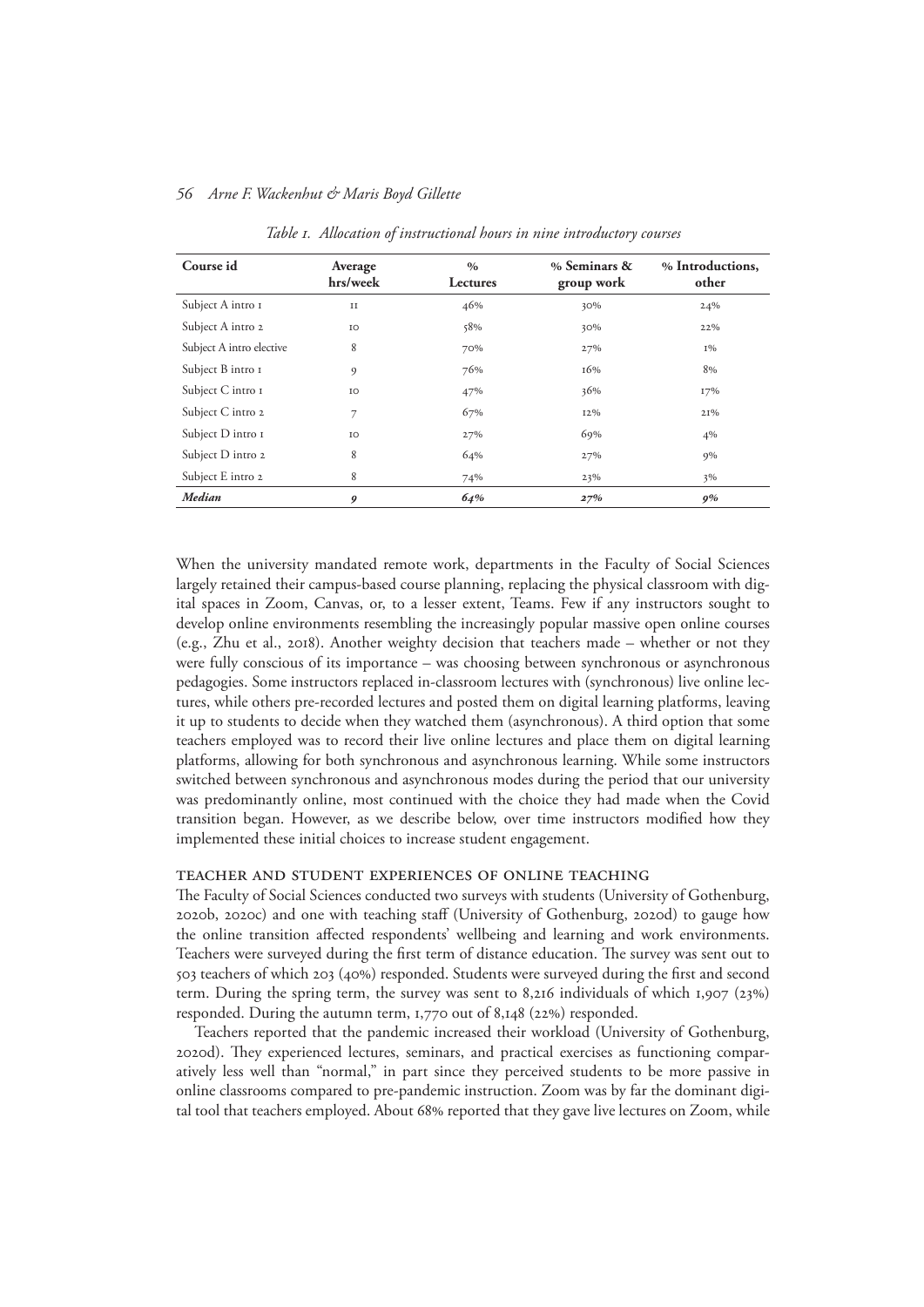*Table 1. Allocation of instructional hours in nine introductory courses*

| Course id | Average hrs/week | % Lectures | % Seminars & group work | % Introductions, other |
|---|---|---|---|---|
| Subject A intro 1 | 11 | 46% | 30% | 24% |
| Subject A intro 2 | 10 | 58% | 30% | 22% |
| Subject A intro elective | 8 | 70% | 27% | 1% |
| Subject B intro 1 | 9 | 76% | 16% | 8% |
| Subject C intro 1 | 10 | 47% | 36% | 17% |
| Subject C intro 2 | 7 | 67% | 12% | 21% |
| Subject D intro 1 | 10 | 27% | 69% | 4% |
| Subject D intro 2 | 8 | 64% | 27% | 9% |
| Subject E intro 2 | 8 | 74% | 23% | 3% |
| ***Median*** | ***9*** | ***64%*** | ***27%*** | ***9%*** |

When the university mandated remote work, departments in the Faculty of Social Sciences largely retained their campus-based course planning, replacing the physical classroom with digital spaces in Zoom, Canvas, or, to a lesser extent, Teams. Few if any instructors sought to develop online environments resembling the increasingly popular massive open online courses (e.g., Zhu et al., 2018). Another weighty decision that teachers made – whether or not they were fully conscious of its importance – was choosing between synchronous or asynchronous pedagogies. Some instructors replaced in-classroom lectures with (synchronous) live online lectures, while others pre-recorded lectures and posted them on digital learning platforms, leaving it up to students to decide when they watched them (asynchronous). A third option that some teachers employed was to record their live online lectures and place them on digital learning platforms, allowing for both synchronous and asynchronous learning. While some instructors switched between synchronous and asynchronous modes during the period that our university was predominantly online, most continued with the choice they had made when the Covid transition began. However, as we describe below, over time instructors modified how they implemented these initial choices to increase student engagement.

## Teacher and student experiences of online teaching

The Faculty of Social Sciences conducted two surveys with students (University of Gothenburg, 2020b, 2020c) and one with teaching staff (University of Gothenburg, 2020d) to gauge how the online transition affected respondents' wellbeing and learning and work environments. Teachers were surveyed during the first term of distance education. The survey was sent out to 503 teachers of which 203 (40%) responded. Students were surveyed during the first and second term. During the spring term, the survey was sent to 8,216 individuals of which 1,907 (23%) responded. During the autumn term, 1,770 out of 8,148 (22%) responded.

Teachers reported that the pandemic increased their workload (University of Gothenburg, 2020d). They experienced lectures, seminars, and practical exercises as functioning comparatively less well than "normal," in part since they perceived students to be more passive in online classrooms compared to pre-pandemic instruction. Zoom was by far the dominant digital tool that teachers employed. About 68% reported that they gave live lectures on Zoom, while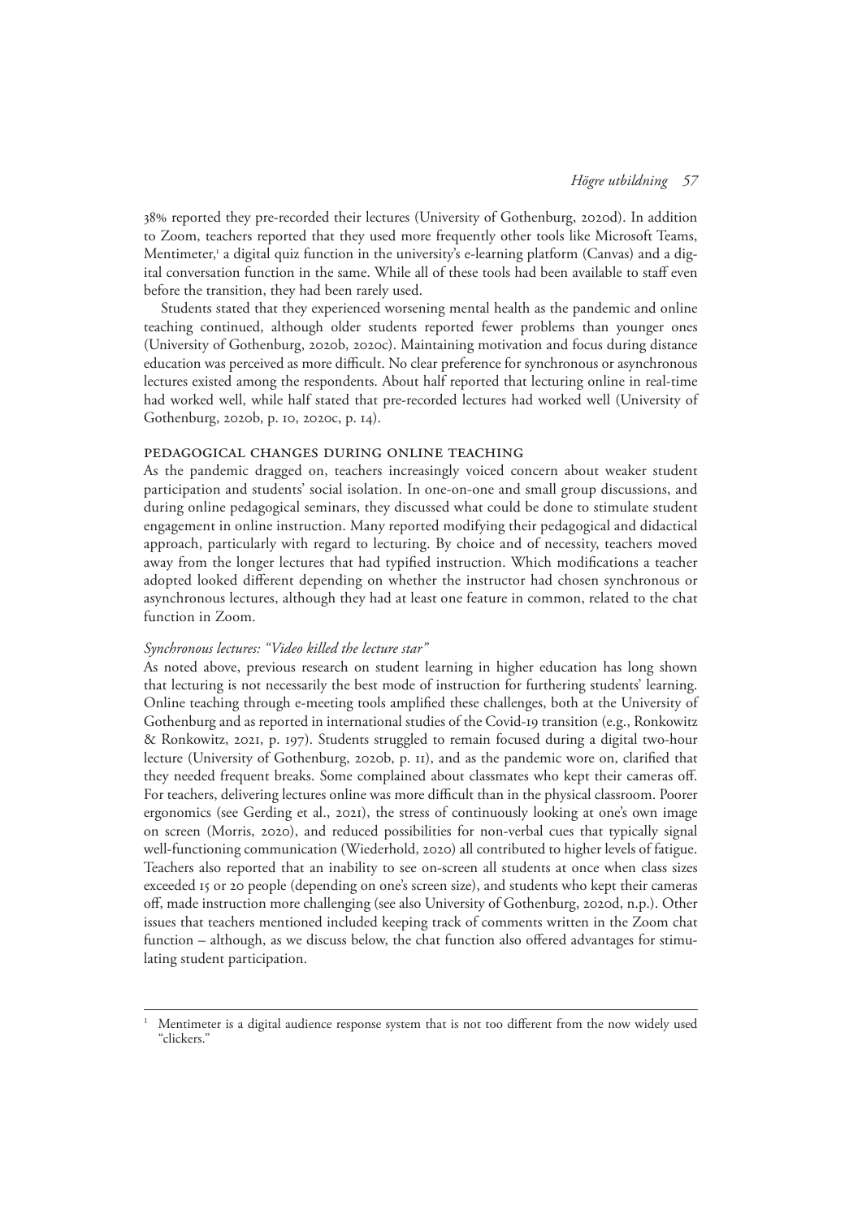38% reported they pre-recorded their lectures (University of Gothenburg, 2020d). In addition to Zoom, teachers reported that they used more frequently other tools like Microsoft Teams, Mentimeter,[1] a digital quiz function in the university's e-learning platform (Canvas) and a digital conversation function in the same. While all of these tools had been available to staff even before the transition, they had been rarely used.

Students stated that they experienced worsening mental health as the pandemic and online teaching continued, although older students reported fewer problems than younger ones (University of Gothenburg, 2020b, 2020c). Maintaining motivation and focus during distance education was perceived as more difficult. No clear preference for synchronous or asynchronous lectures existed among the respondents. About half reported that lecturing online in real-time had worked well, while half stated that pre-recorded lectures had worked well (University of Gothenburg, 2020b, p. 10, 2020c, p. 14).

## Pedagogical changes during online teaching

As the pandemic dragged on, teachers increasingly voiced concern about weaker student participation and students' social isolation. In one-on-one and small group discussions, and during online pedagogical seminars, they discussed what could be done to stimulate student engagement in online instruction. Many reported modifying their pedagogical and didactical approach, particularly with regard to lecturing. By choice and of necessity, teachers moved away from the longer lectures that had typified instruction. Which modifications a teacher adopted looked different depending on whether the instructor had chosen synchronous or asynchronous lectures, although they had at least one feature in common, related to the chat function in Zoom.

### *Synchronous lectures: "Video killed the lecture star"*

As noted above, previous research on student learning in higher education has long shown that lecturing is not necessarily the best mode of instruction for furthering students' learning. Online teaching through e-meeting tools amplified these challenges, both at the University of Gothenburg and as reported in international studies of the Covid-19 transition (e.g., Ronkowitz & Ronkowitz, 2021, p. 197). Students struggled to remain focused during a digital two-hour lecture (University of Gothenburg, 2020b, p. 11), and as the pandemic wore on, clarified that they needed frequent breaks. Some complained about classmates who kept their cameras off. For teachers, delivering lectures online was more difficult than in the physical classroom. Poorer ergonomics (see Gerding et al., 2021), the stress of continuously looking at one's own image on screen (Morris, 2020), and reduced possibilities for non-verbal cues that typically signal well-functioning communication (Wiederhold, 2020) all contributed to higher levels of fatigue. Teachers also reported that an inability to see on-screen all students at once when class sizes exceeded 15 or 20 people (depending on one's screen size), and students who kept their cameras off, made instruction more challenging (see also University of Gothenburg, 2020d, n.p.). Other issues that teachers mentioned included keeping track of comments written in the Zoom chat function – although, as we discuss below, the chat function also offered advantages for stimulating student participation.

---

[1] Mentimeter is a digital audience response system that is not too different from the now widely used "clickers."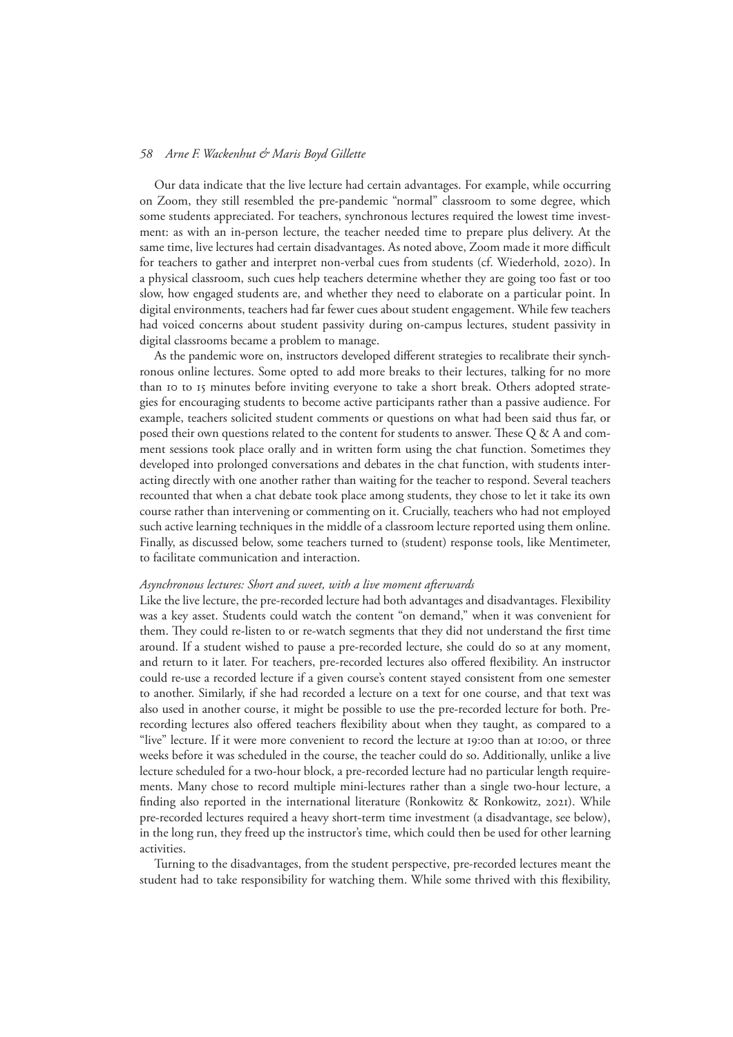Our data indicate that the live lecture had certain advantages. For example, while occurring on Zoom, they still resembled the pre-pandemic "normal" classroom to some degree, which some students appreciated. For teachers, synchronous lectures required the lowest time investment: as with an in-person lecture, the teacher needed time to prepare plus delivery. At the same time, live lectures had certain disadvantages. As noted above, Zoom made it more difficult for teachers to gather and interpret non-verbal cues from students (cf. Wiederhold, 2020). In a physical classroom, such cues help teachers determine whether they are going too fast or too slow, how engaged students are, and whether they need to elaborate on a particular point. In digital environments, teachers had far fewer cues about student engagement. While few teachers had voiced concerns about student passivity during on-campus lectures, student passivity in digital classrooms became a problem to manage.

As the pandemic wore on, instructors developed different strategies to recalibrate their synchronous online lectures. Some opted to add more breaks to their lectures, talking for no more than 10 to 15 minutes before inviting everyone to take a short break. Others adopted strategies for encouraging students to become active participants rather than a passive audience. For example, teachers solicited student comments or questions on what had been said thus far, or posed their own questions related to the content for students to answer. These Q & A and comment sessions took place orally and in written form using the chat function. Sometimes they developed into prolonged conversations and debates in the chat function, with students interacting directly with one another rather than waiting for the teacher to respond. Several teachers recounted that when a chat debate took place among students, they chose to let it take its own course rather than intervening or commenting on it. Crucially, teachers who had not employed such active learning techniques in the middle of a classroom lecture reported using them online. Finally, as discussed below, some teachers turned to (student) response tools, like Mentimeter, to facilitate communication and interaction.

*Asynchronous lectures: Short and sweet, with a live moment afterwards*

Like the live lecture, the pre-recorded lecture had both advantages and disadvantages. Flexibility was a key asset. Students could watch the content "on demand," when it was convenient for them. They could re-listen to or re-watch segments that they did not understand the first time around. If a student wished to pause a pre-recorded lecture, she could do so at any moment, and return to it later. For teachers, pre-recorded lectures also offered flexibility. An instructor could re-use a recorded lecture if a given course's content stayed consistent from one semester to another. Similarly, if she had recorded a lecture on a text for one course, and that text was also used in another course, it might be possible to use the pre-recorded lecture for both. Pre-recording lectures also offered teachers flexibility about when they taught, as compared to a "live" lecture. If it were more convenient to record the lecture at 19:00 than at 10:00, or three weeks before it was scheduled in the course, the teacher could do so. Additionally, unlike a live lecture scheduled for a two-hour block, a pre-recorded lecture had no particular length requirements. Many chose to record multiple mini-lectures rather than a single two-hour lecture, a finding also reported in the international literature (Ronkowitz & Ronkowitz, 2021). While pre-recorded lectures required a heavy short-term time investment (a disadvantage, see below), in the long run, they freed up the instructor's time, which could then be used for other learning activities.

Turning to the disadvantages, from the student perspective, pre-recorded lectures meant the student had to take responsibility for watching them. While some thrived with this flexibility,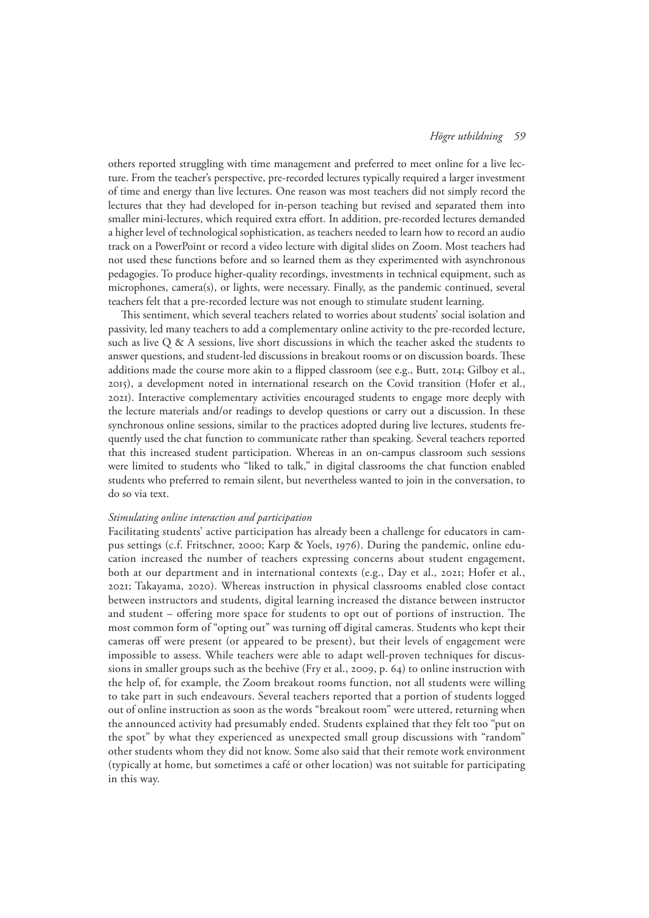others reported struggling with time management and preferred to meet online for a live lecture. From the teacher's perspective, pre-recorded lectures typically required a larger investment of time and energy than live lectures. One reason was most teachers did not simply record the lectures that they had developed for in-person teaching but revised and separated them into smaller mini-lectures, which required extra effort. In addition, pre-recorded lectures demanded a higher level of technological sophistication, as teachers needed to learn how to record an audio track on a PowerPoint or record a video lecture with digital slides on Zoom. Most teachers had not used these functions before and so learned them as they experimented with asynchronous pedagogies. To produce higher-quality recordings, investments in technical equipment, such as microphones, camera(s), or lights, were necessary. Finally, as the pandemic continued, several teachers felt that a pre-recorded lecture was not enough to stimulate student learning.

This sentiment, which several teachers related to worries about students' social isolation and passivity, led many teachers to add a complementary online activity to the pre-recorded lecture, such as live Q & A sessions, live short discussions in which the teacher asked the students to answer questions, and student-led discussions in breakout rooms or on discussion boards. These additions made the course more akin to a flipped classroom (see e.g., Butt, 2014; Gilboy et al., 2015), a development noted in international research on the Covid transition (Hofer et al., 2021). Interactive complementary activities encouraged students to engage more deeply with the lecture materials and/or readings to develop questions or carry out a discussion. In these synchronous online sessions, similar to the practices adopted during live lectures, students frequently used the chat function to communicate rather than speaking. Several teachers reported that this increased student participation. Whereas in an on-campus classroom such sessions were limited to students who "liked to talk," in digital classrooms the chat function enabled students who preferred to remain silent, but nevertheless wanted to join in the conversation, to do so via text.

*Stimulating online interaction and participation*

Facilitating students' active participation has already been a challenge for educators in campus settings (c.f. Fritschner, 2000; Karp & Yoels, 1976). During the pandemic, online education increased the number of teachers expressing concerns about student engagement, both at our department and in international contexts (e.g., Day et al., 2021; Hofer et al., 2021; Takayama, 2020). Whereas instruction in physical classrooms enabled close contact between instructors and students, digital learning increased the distance between instructor and student – offering more space for students to opt out of portions of instruction. The most common form of "opting out" was turning off digital cameras. Students who kept their cameras off were present (or appeared to be present), but their levels of engagement were impossible to assess. While teachers were able to adapt well-proven techniques for discussions in smaller groups such as the beehive (Fry et al., 2009, p. 64) to online instruction with the help of, for example, the Zoom breakout rooms function, not all students were willing to take part in such endeavours. Several teachers reported that a portion of students logged out of online instruction as soon as the words "breakout room" were uttered, returning when the announced activity had presumably ended. Students explained that they felt too "put on the spot" by what they experienced as unexpected small group discussions with "random" other students whom they did not know. Some also said that their remote work environment (typically at home, but sometimes a café or other location) was not suitable for participating in this way.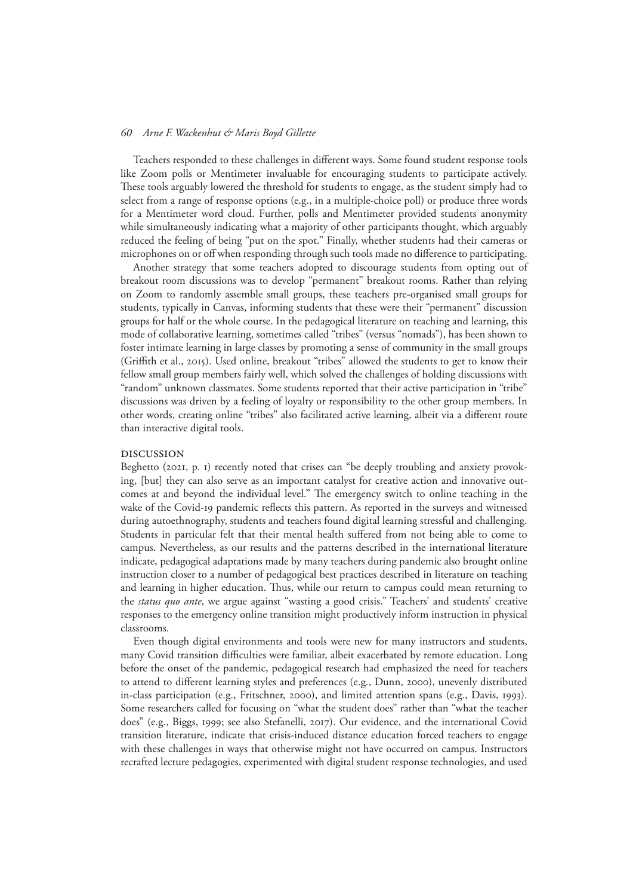Teachers responded to these challenges in different ways. Some found student response tools like Zoom polls or Mentimeter invaluable for encouraging students to participate actively. These tools arguably lowered the threshold for students to engage, as the student simply had to select from a range of response options (e.g., in a multiple-choice poll) or produce three words for a Mentimeter word cloud. Further, polls and Mentimeter provided students anonymity while simultaneously indicating what a majority of other participants thought, which arguably reduced the feeling of being "put on the spot." Finally, whether students had their cameras or microphones on or off when responding through such tools made no difference to participating.

Another strategy that some teachers adopted to discourage students from opting out of breakout room discussions was to develop "permanent" breakout rooms. Rather than relying on Zoom to randomly assemble small groups, these teachers pre-organised small groups for students, typically in Canvas, informing students that these were their "permanent" discussion groups for half or the whole course. In the pedagogical literature on teaching and learning, this mode of collaborative learning, sometimes called "tribes" (versus "nomads"), has been shown to foster intimate learning in large classes by promoting a sense of community in the small groups (Griffith et al., 2015). Used online, breakout "tribes" allowed the students to get to know their fellow small group members fairly well, which solved the challenges of holding discussions with "random" unknown classmates. Some students reported that their active participation in "tribe" discussions was driven by a feeling of loyalty or responsibility to the other group members. In other words, creating online "tribes" also facilitated active learning, albeit via a different route than interactive digital tools.

## DISCUSSION

Beghetto (2021, p. 1) recently noted that crises can "be deeply troubling and anxiety provoking, [but] they can also serve as an important catalyst for creative action and innovative outcomes at and beyond the individual level." The emergency switch to online teaching in the wake of the Covid-19 pandemic reflects this pattern. As reported in the surveys and witnessed during autoethnography, students and teachers found digital learning stressful and challenging. Students in particular felt that their mental health suffered from not being able to come to campus. Nevertheless, as our results and the patterns described in the international literature indicate, pedagogical adaptations made by many teachers during pandemic also brought online instruction closer to a number of pedagogical best practices described in literature on teaching and learning in higher education. Thus, while our return to campus could mean returning to the *status quo ante*, we argue against "wasting a good crisis." Teachers' and students' creative responses to the emergency online transition might productively inform instruction in physical classrooms.

Even though digital environments and tools were new for many instructors and students, many Covid transition difficulties were familiar, albeit exacerbated by remote education. Long before the onset of the pandemic, pedagogical research had emphasized the need for teachers to attend to different learning styles and preferences (e.g., Dunn, 2000), unevenly distributed in-class participation (e.g., Fritschner, 2000), and limited attention spans (e.g., Davis, 1993). Some researchers called for focusing on "what the student does" rather than "what the teacher does" (e.g., Biggs, 1999; see also Stefanelli, 2017). Our evidence, and the international Covid transition literature, indicate that crisis-induced distance education forced teachers to engage with these challenges in ways that otherwise might not have occurred on campus. Instructors recrafted lecture pedagogies, experimented with digital student response technologies, and used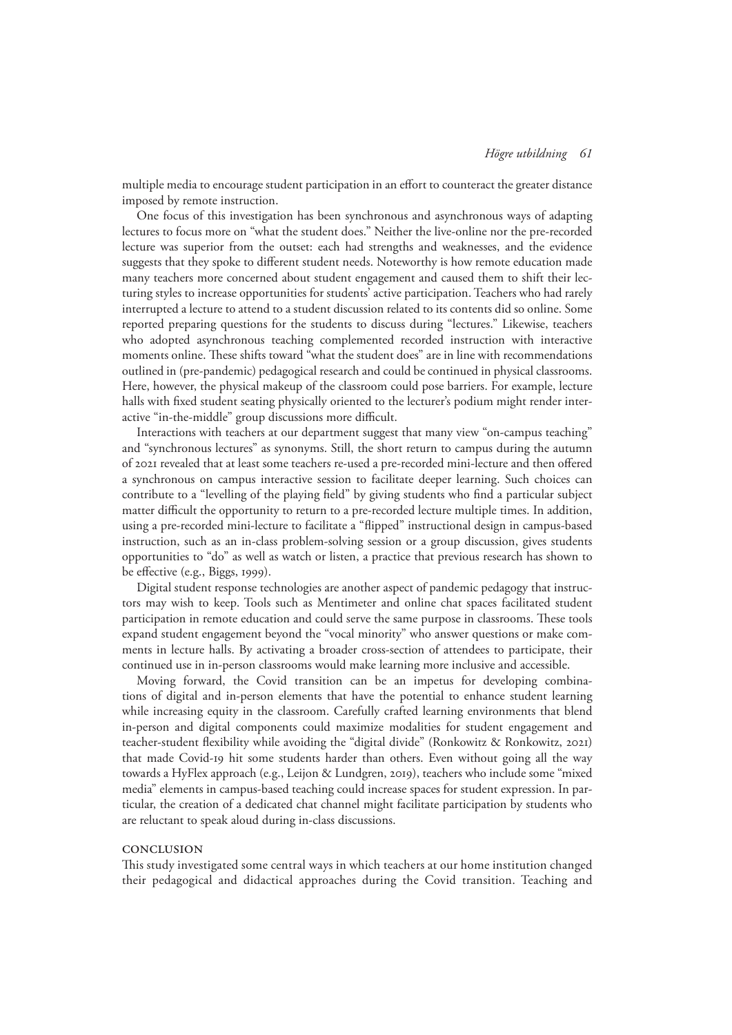multiple media to encourage student participation in an effort to counteract the greater distance imposed by remote instruction.

One focus of this investigation has been synchronous and asynchronous ways of adapting lectures to focus more on "what the student does." Neither the live-online nor the pre-recorded lecture was superior from the outset: each had strengths and weaknesses, and the evidence suggests that they spoke to different student needs. Noteworthy is how remote education made many teachers more concerned about student engagement and caused them to shift their lecturing styles to increase opportunities for students' active participation. Teachers who had rarely interrupted a lecture to attend to a student discussion related to its contents did so online. Some reported preparing questions for the students to discuss during "lectures." Likewise, teachers who adopted asynchronous teaching complemented recorded instruction with interactive moments online. These shifts toward "what the student does" are in line with recommendations outlined in (pre-pandemic) pedagogical research and could be continued in physical classrooms. Here, however, the physical makeup of the classroom could pose barriers. For example, lecture halls with fixed student seating physically oriented to the lecturer's podium might render interactive "in-the-middle" group discussions more difficult.

Interactions with teachers at our department suggest that many view "on-campus teaching" and "synchronous lectures" as synonyms. Still, the short return to campus during the autumn of 2021 revealed that at least some teachers re-used a pre-recorded mini-lecture and then offered a synchronous on campus interactive session to facilitate deeper learning. Such choices can contribute to a "levelling of the playing field" by giving students who find a particular subject matter difficult the opportunity to return to a pre-recorded lecture multiple times. In addition, using a pre-recorded mini-lecture to facilitate a "flipped" instructional design in campus-based instruction, such as an in-class problem-solving session or a group discussion, gives students opportunities to "do" as well as watch or listen, a practice that previous research has shown to be effective (e.g., Biggs, 1999).

Digital student response technologies are another aspect of pandemic pedagogy that instructors may wish to keep. Tools such as Mentimeter and online chat spaces facilitated student participation in remote education and could serve the same purpose in classrooms. These tools expand student engagement beyond the "vocal minority" who answer questions or make comments in lecture halls. By activating a broader cross-section of attendees to participate, their continued use in in-person classrooms would make learning more inclusive and accessible.

Moving forward, the Covid transition can be an impetus for developing combinations of digital and in-person elements that have the potential to enhance student learning while increasing equity in the classroom. Carefully crafted learning environments that blend in-person and digital components could maximize modalities for student engagement and teacher-student flexibility while avoiding the "digital divide" (Ronkowitz & Ronkowitz, 2021) that made Covid-19 hit some students harder than others. Even without going all the way towards a HyFlex approach (e.g., Leijon & Lundgren, 2019), teachers who include some "mixed media" elements in campus-based teaching could increase spaces for student expression. In particular, the creation of a dedicated chat channel might facilitate participation by students who are reluctant to speak aloud during in-class discussions.

## CONCLUSION

This study investigated some central ways in which teachers at our home institution changed their pedagogical and didactical approaches during the Covid transition. Teaching and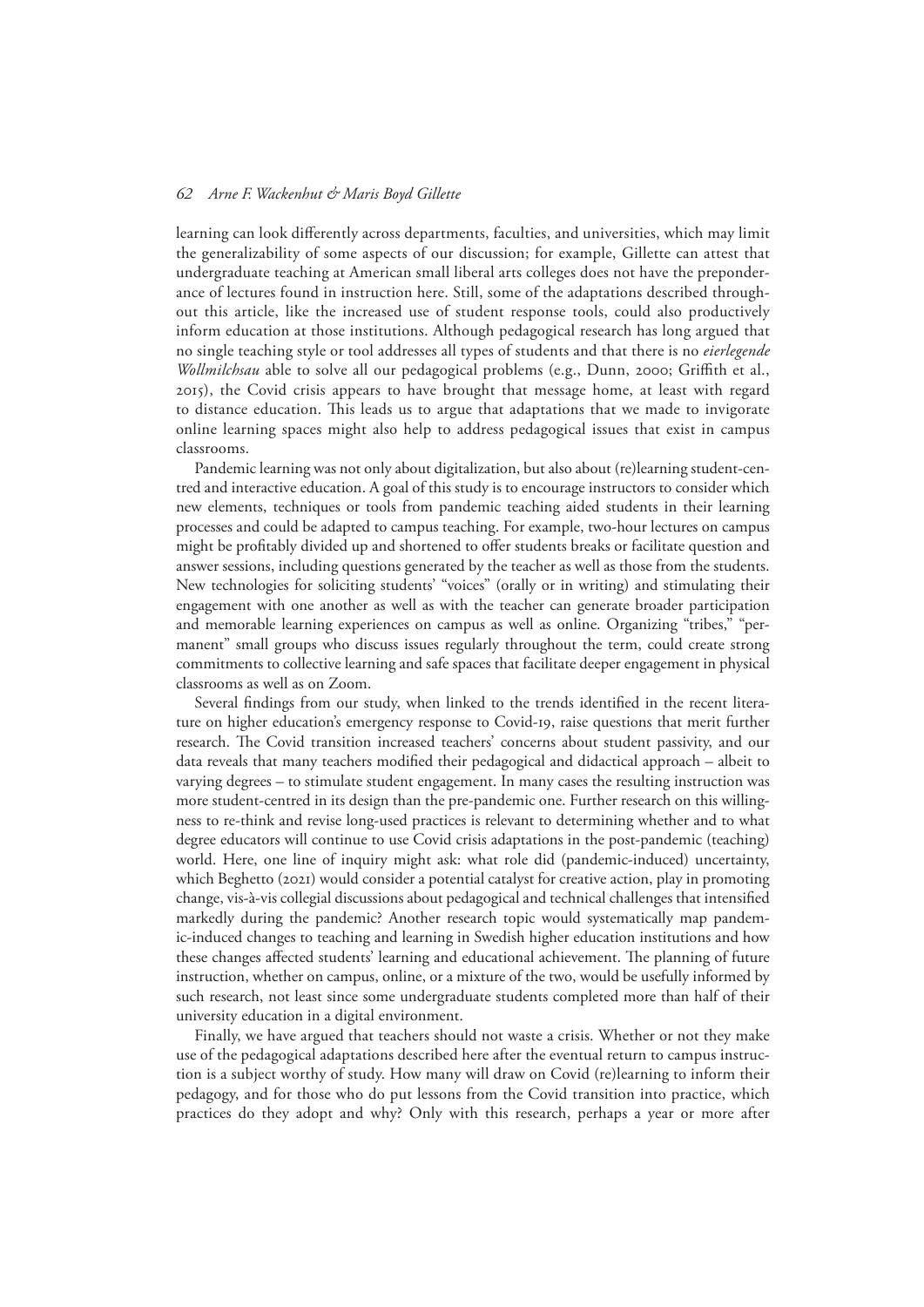learning can look differently across departments, faculties, and universities, which may limit the generalizability of some aspects of our discussion; for example, Gillette can attest that undergraduate teaching at American small liberal arts colleges does not have the preponderance of lectures found in instruction here. Still, some of the adaptations described throughout this article, like the increased use of student response tools, could also productively inform education at those institutions. Although pedagogical research has long argued that no single teaching style or tool addresses all types of students and that there is no *eierlegende Wollmilchsau* able to solve all our pedagogical problems (e.g., Dunn, 2000; Griffith et al., 2015), the Covid crisis appears to have brought that message home, at least with regard to distance education. This leads us to argue that adaptations that we made to invigorate online learning spaces might also help to address pedagogical issues that exist in campus classrooms.

Pandemic learning was not only about digitalization, but also about (re)learning student-centred and interactive education. A goal of this study is to encourage instructors to consider which new elements, techniques or tools from pandemic teaching aided students in their learning processes and could be adapted to campus teaching. For example, two-hour lectures on campus might be profitably divided up and shortened to offer students breaks or facilitate question and answer sessions, including questions generated by the teacher as well as those from the students. New technologies for soliciting students' "voices" (orally or in writing) and stimulating their engagement with one another as well as with the teacher can generate broader participation and memorable learning experiences on campus as well as online. Organizing "tribes," "permanent" small groups who discuss issues regularly throughout the term, could create strong commitments to collective learning and safe spaces that facilitate deeper engagement in physical classrooms as well as on Zoom.

Several findings from our study, when linked to the trends identified in the recent literature on higher education's emergency response to Covid-19, raise questions that merit further research. The Covid transition increased teachers' concerns about student passivity, and our data reveals that many teachers modified their pedagogical and didactical approach – albeit to varying degrees – to stimulate student engagement. In many cases the resulting instruction was more student-centred in its design than the pre-pandemic one. Further research on this willingness to re-think and revise long-used practices is relevant to determining whether and to what degree educators will continue to use Covid crisis adaptations in the post-pandemic (teaching) world. Here, one line of inquiry might ask: what role did (pandemic-induced) uncertainty, which Beghetto (2021) would consider a potential catalyst for creative action, play in promoting change, vis-à-vis collegial discussions about pedagogical and technical challenges that intensified markedly during the pandemic? Another research topic would systematically map pandemic-induced changes to teaching and learning in Swedish higher education institutions and how these changes affected students' learning and educational achievement. The planning of future instruction, whether on campus, online, or a mixture of the two, would be usefully informed by such research, not least since some undergraduate students completed more than half of their university education in a digital environment.

Finally, we have argued that teachers should not waste a crisis. Whether or not they make use of the pedagogical adaptations described here after the eventual return to campus instruction is a subject worthy of study. How many will draw on Covid (re)learning to inform their pedagogy, and for those who do put lessons from the Covid transition into practice, which practices do they adopt and why? Only with this research, perhaps a year or more after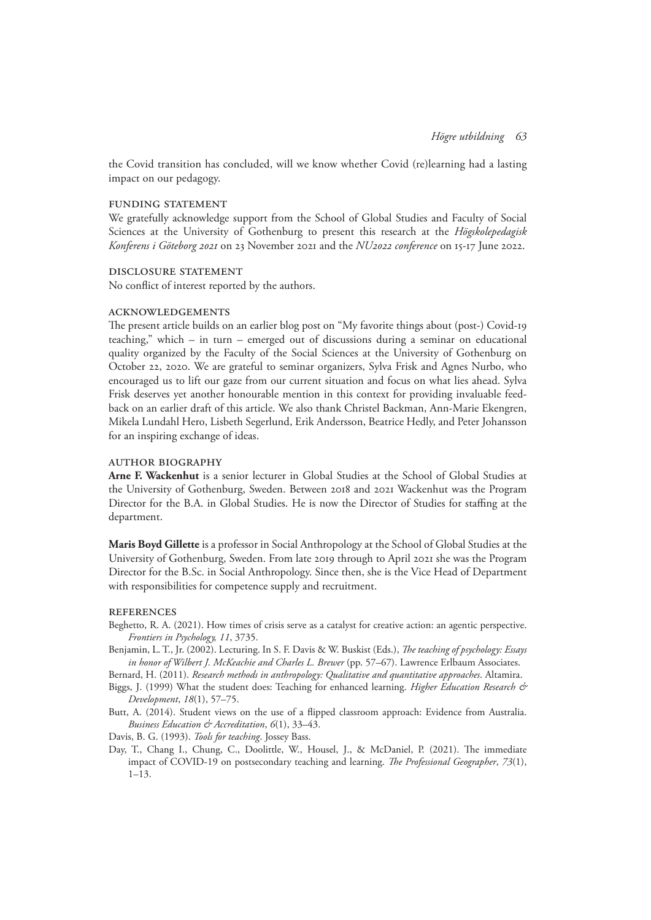the Covid transition has concluded, will we know whether Covid (re)learning had a lasting impact on our pedagogy.

## FUNDING STATEMENT

We gratefully acknowledge support from the School of Global Studies and Faculty of Social Sciences at the University of Gothenburg to present this research at the *Högskolepedagisk Konferens i Göteborg 2021* on 23 November 2021 and the *NU2022 conference* on 15-17 June 2022.

## DISCLOSURE STATEMENT

No conflict of interest reported by the authors.

## ACKNOWLEDGEMENTS

The present article builds on an earlier blog post on "My favorite things about (post-) Covid-19 teaching," which – in turn – emerged out of discussions during a seminar on educational quality organized by the Faculty of the Social Sciences at the University of Gothenburg on October 22, 2020. We are grateful to seminar organizers, Sylva Frisk and Agnes Nurbo, who encouraged us to lift our gaze from our current situation and focus on what lies ahead. Sylva Frisk deserves yet another honourable mention in this context for providing invaluable feedback on an earlier draft of this article. We also thank Christel Backman, Ann-Marie Ekengren, Mikela Lundahl Hero, Lisbeth Segerlund, Erik Andersson, Beatrice Hedly, and Peter Johansson for an inspiring exchange of ideas.

## AUTHOR BIOGRAPHY

**Arne F. Wackenhut** is a senior lecturer in Global Studies at the School of Global Studies at the University of Gothenburg, Sweden. Between 2018 and 2021 Wackenhut was the Program Director for the B.A. in Global Studies. He is now the Director of Studies for staffing at the department.

**Maris Boyd Gillette** is a professor in Social Anthropology at the School of Global Studies at the University of Gothenburg, Sweden. From late 2019 through to April 2021 she was the Program Director for the B.Sc. in Social Anthropology. Since then, she is the Vice Head of Department with responsibilities for competence supply and recruitment.

## REFERENCES

Beghetto, R. A. (2021). How times of crisis serve as a catalyst for creative action: an agentic perspective. *Frontiers in Psychology, 11*, 3735.

Benjamin, L. T., Jr. (2002). Lecturing. In S. F. Davis & W. Buskist (Eds.), *The teaching of psychology: Essays in honor of Wilbert J. McKeachie and Charles L. Brewer* (pp. 57–67). Lawrence Erlbaum Associates.

Bernard, H. (2011). *Research methods in anthropology: Qualitative and quantitative approaches*. Altamira.

Biggs, J. (1999) What the student does: Teaching for enhanced learning. *Higher Education Research & Development*, *18*(1), 57–75.

Butt, A. (2014). Student views on the use of a flipped classroom approach: Evidence from Australia. *Business Education & Accreditation*, *6*(1), 33–43.

Davis, B. G. (1993). *Tools for teaching*. Jossey Bass.

Day, T., Chang I., Chung, C., Doolittle, W., Housel, J., & McDaniel, P. (2021). The immediate impact of COVID-19 on postsecondary teaching and learning. *The Professional Geographer*, *73*(1), 1–13.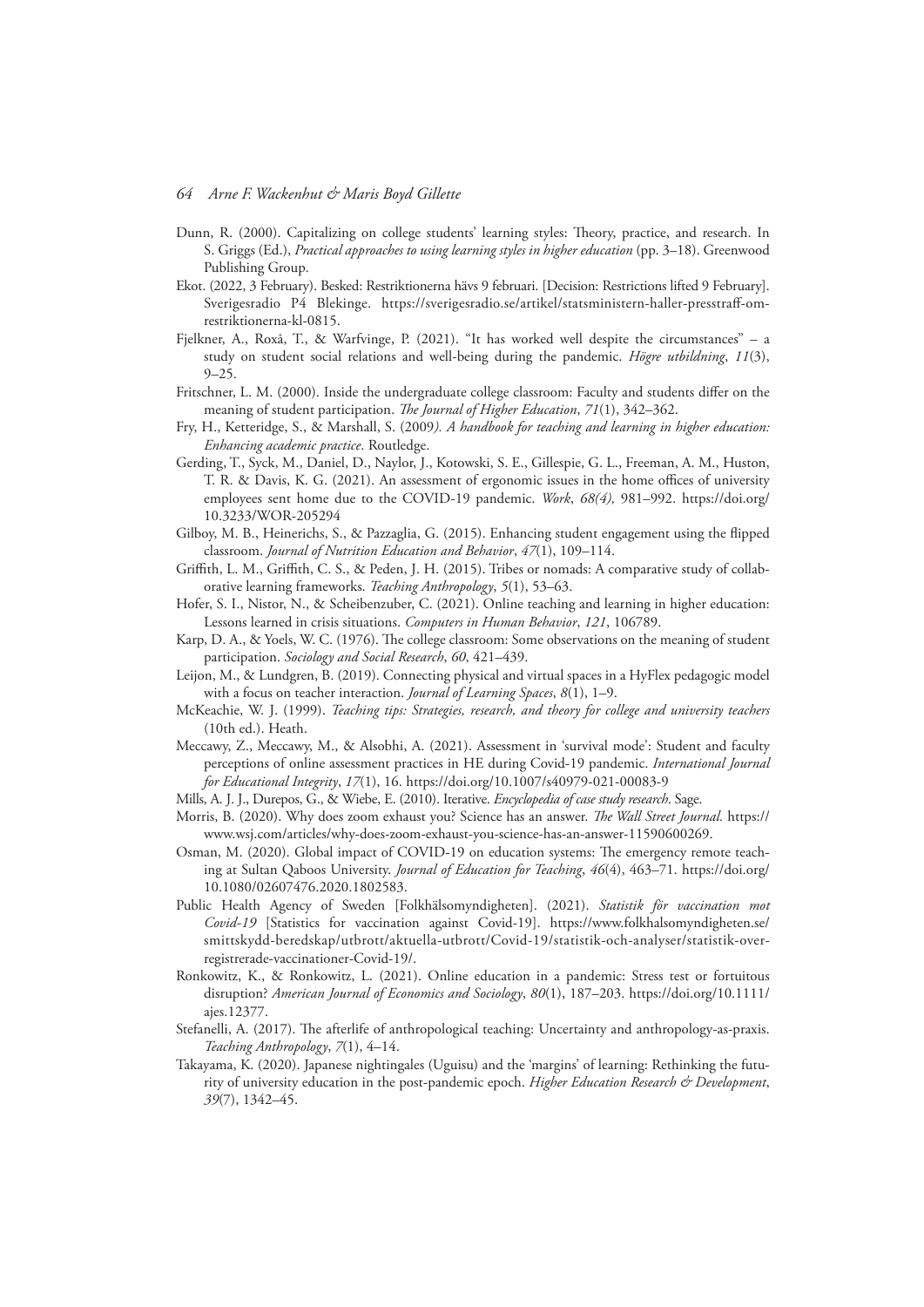Dunn, R. (2000). Capitalizing on college students' learning styles: Theory, practice, and research. In S. Griggs (Ed.), *Practical approaches to using learning styles in higher education* (pp. 3–18). Greenwood Publishing Group.

Ekot. (2022, 3 February). Besked: Restriktionerna hävs 9 februari. [Decision: Restrictions lifted 9 February]. Sverigesradio P4 Blekinge. https://sverigesradio.se/artikel/statsministern-haller-presstraff-om-restriktionerna-kl-0815.

Fjelkner, A., Roxå, T., & Warfvinge, P. (2021). "It has worked well despite the circumstances" – a study on student social relations and well-being during the pandemic. *Högre utbildning*, *11*(3), 9–25.

Fritschner, L. M. (2000). Inside the undergraduate college classroom: Faculty and students differ on the meaning of student participation. *The Journal of Higher Education*, *71*(1), 342–362.

Fry, H., Ketteridge, S., & Marshall, S. (2009*). A handbook for teaching and learning in higher education: Enhancing academic practice*. Routledge.

Gerding, T., Syck, M., Daniel, D., Naylor, J., Kotowski, S. E., Gillespie, G. L., Freeman, A. M., Huston, T. R. & Davis, K. G. (2021). An assessment of ergonomic issues in the home offices of university employees sent home due to the COVID-19 pandemic. *Work*, *68(4),* 981–992. https://doi.org/10.3233/WOR-205294

Gilboy, M. B., Heinerichs, S., & Pazzaglia, G. (2015). Enhancing student engagement using the flipped classroom. *Journal of Nutrition Education and Behavior*, *47*(1), 109–114.

Griffith, L. M., Griffith, C. S., & Peden, J. H. (2015). Tribes or nomads: A comparative study of collaborative learning frameworks. *Teaching Anthropology*, *5*(1), 53–63.

Hofer, S. I., Nistor, N., & Scheibenzuber, C. (2021). Online teaching and learning in higher education: Lessons learned in crisis situations. *Computers in Human Behavior*, *121*, 106789.

Karp, D. A., & Yoels, W. C. (1976). The college classroom: Some observations on the meaning of student participation. *Sociology and Social Research*, *60*, 421–439.

Leijon, M., & Lundgren, B. (2019). Connecting physical and virtual spaces in a HyFlex pedagogic model with a focus on teacher interaction. *Journal of Learning Spaces*, *8*(1), 1–9.

McKeachie, W. J. (1999). *Teaching tips: Strategies, research, and theory for college and university teachers* (10th ed.). Heath.

Meccawy, Z., Meccawy, M., & Alsobhi, A. (2021). Assessment in 'survival mode': Student and faculty perceptions of online assessment practices in HE during Covid-19 pandemic. *International Journal for Educational Integrity*, *17*(1), 16. https://doi.org/10.1007/s40979-021-00083-9

Mills, A. J. J., Durepos, G., & Wiebe, E. (2010). Iterative. *Encyclopedia of case study research*. Sage.

Morris, B. (2020). Why does zoom exhaust you? Science has an answer. *The Wall Street Journal.* https://www.wsj.com/articles/why-does-zoom-exhaust-you-science-has-an-answer-11590600269.

Osman, M. (2020). Global impact of COVID-19 on education systems: The emergency remote teaching at Sultan Qaboos University. *Journal of Education for Teaching*, *46*(4), 463–71. https://doi.org/10.1080/02607476.2020.1802583.

Public Health Agency of Sweden [Folkhälsomyndigheten]. (2021). *Statistik för vaccination mot Covid-19* [Statistics for vaccination against Covid-19]. https://www.folkhalsomyndigheten.se/smittskydd-beredskap/utbrott/aktuella-utbrott/Covid-19/statistik-och-analyser/statistik-over-registrerade-vaccinationer-Covid-19/.

Ronkowitz, K., & Ronkowitz, L. (2021). Online education in a pandemic: Stress test or fortuitous disruption? *American Journal of Economics and Sociology*, *80*(1), 187–203. https://doi.org/10.1111/ajes.12377.

Stefanelli, A. (2017). The afterlife of anthropological teaching: Uncertainty and anthropology-as-praxis. *Teaching Anthropology*, *7*(1), 4–14.

Takayama, K. (2020). Japanese nightingales (Uguisu) and the 'margins' of learning: Rethinking the futurity of university education in the post-pandemic epoch. *Higher Education Research & Development*, *39*(7), 1342–45.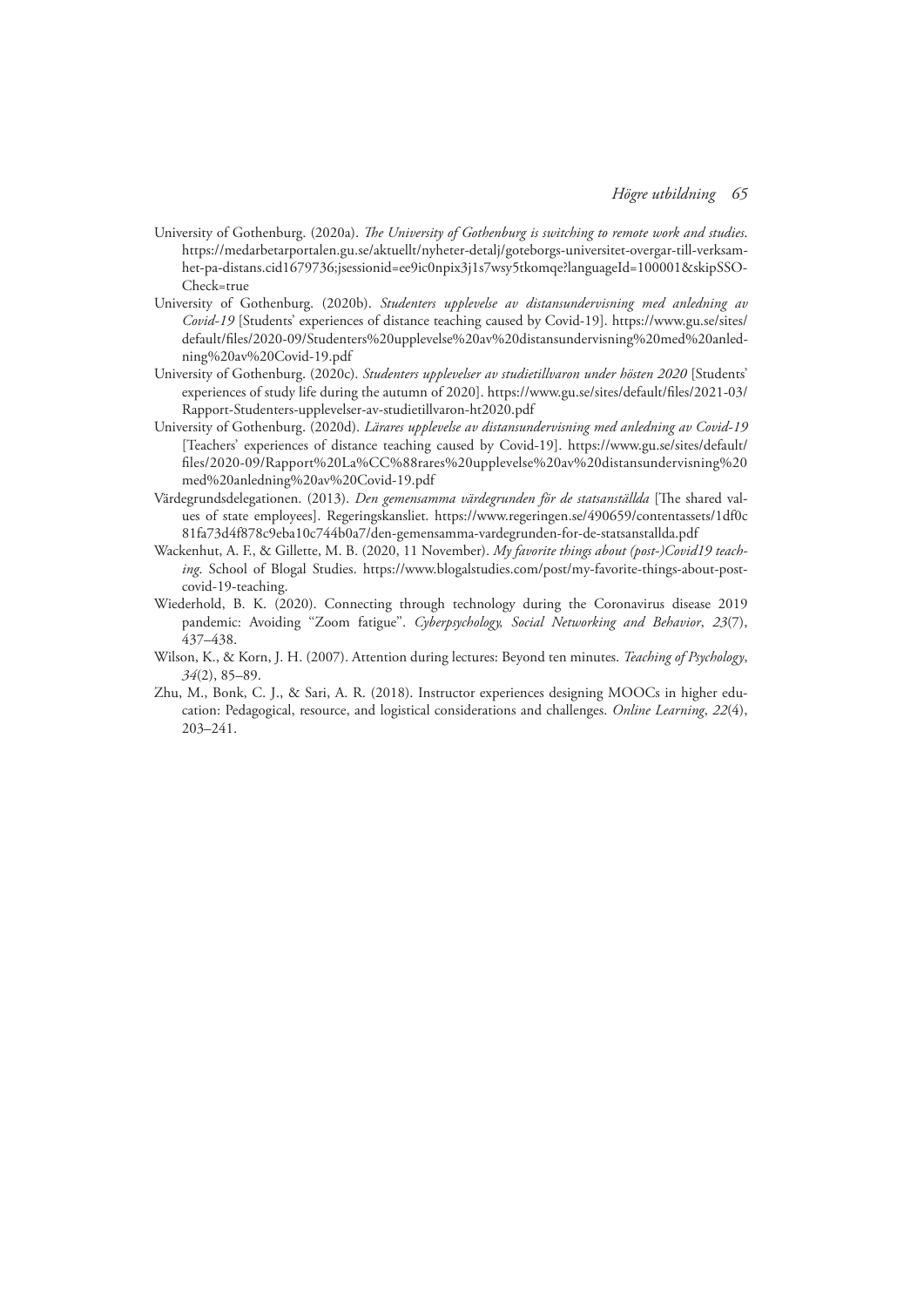University of Gothenburg. (2020a). *The University of Gothenburg is switching to remote work and studies*. https://medarbetarportalen.gu.se/aktuellt/nyheter-detalj/goteborgs-universitet-overgar-till-verksamhet-pa-distans.cid1679736;jsessionid=ee9ic0npix3j1s7wsy5tkomqe?languageId=100001&skipSSOCheck=true

University of Gothenburg. (2020b). *Studenters upplevelse av distansundervisning med anledning av Covid-19* [Students' experiences of distance teaching caused by Covid-19]. https://www.gu.se/sites/default/files/2020-09/Studenters%20upplevelse%20av%20distansundervisning%20med%20anledning%20av%20Covid-19.pdf

University of Gothenburg. (2020c). *Studenters upplevelser av studietillvaron under hösten 2020* [Students' experiences of study life during the autumn of 2020]. https://www.gu.se/sites/default/files/2021-03/Rapport-Studenters-upplevelser-av-studietillvaron-ht2020.pdf

University of Gothenburg. (2020d). *Lärares upplevelse av distansundervisning med anledning av Covid-19* [Teachers' experiences of distance teaching caused by Covid-19]. https://www.gu.se/sites/default/files/2020-09/Rapport%20La%CC%88rares%20upplevelse%20av%20distansundervisning%20med%20anledning%20av%20Covid-19.pdf

Värdegrundsdelegationen. (2013). *Den gemensamma värdegrunden för de statsanställda* [The shared values of state employees]. Regeringskansliet. https://www.regeringen.se/490659/contentassets/1df0c81fa73d4f878c9eba10c744b0a7/den-gemensamma-vardegrunden-for-de-statsanstallda.pdf

Wackenhut, A. F., & Gillette, M. B. (2020, 11 November). *My favorite things about (post-)Covid19 teaching*. School of Blogal Studies. https://www.blogalstudies.com/post/my-favorite-things-about-post-covid-19-teaching.

Wiederhold, B. K. (2020). Connecting through technology during the Coronavirus disease 2019 pandemic: Avoiding "Zoom fatigue". *Cyberpsychology, Social Networking and Behavior*, *23*(7), 437–438.

Wilson, K., & Korn, J. H. (2007). Attention during lectures: Beyond ten minutes. *Teaching of Psychology*, *34*(2), 85–89.

Zhu, M., Bonk, C. J., & Sari, A. R. (2018). Instructor experiences designing MOOCs in higher education: Pedagogical, resource, and logistical considerations and challenges. *Online Learning*, *22*(4), 203–241.